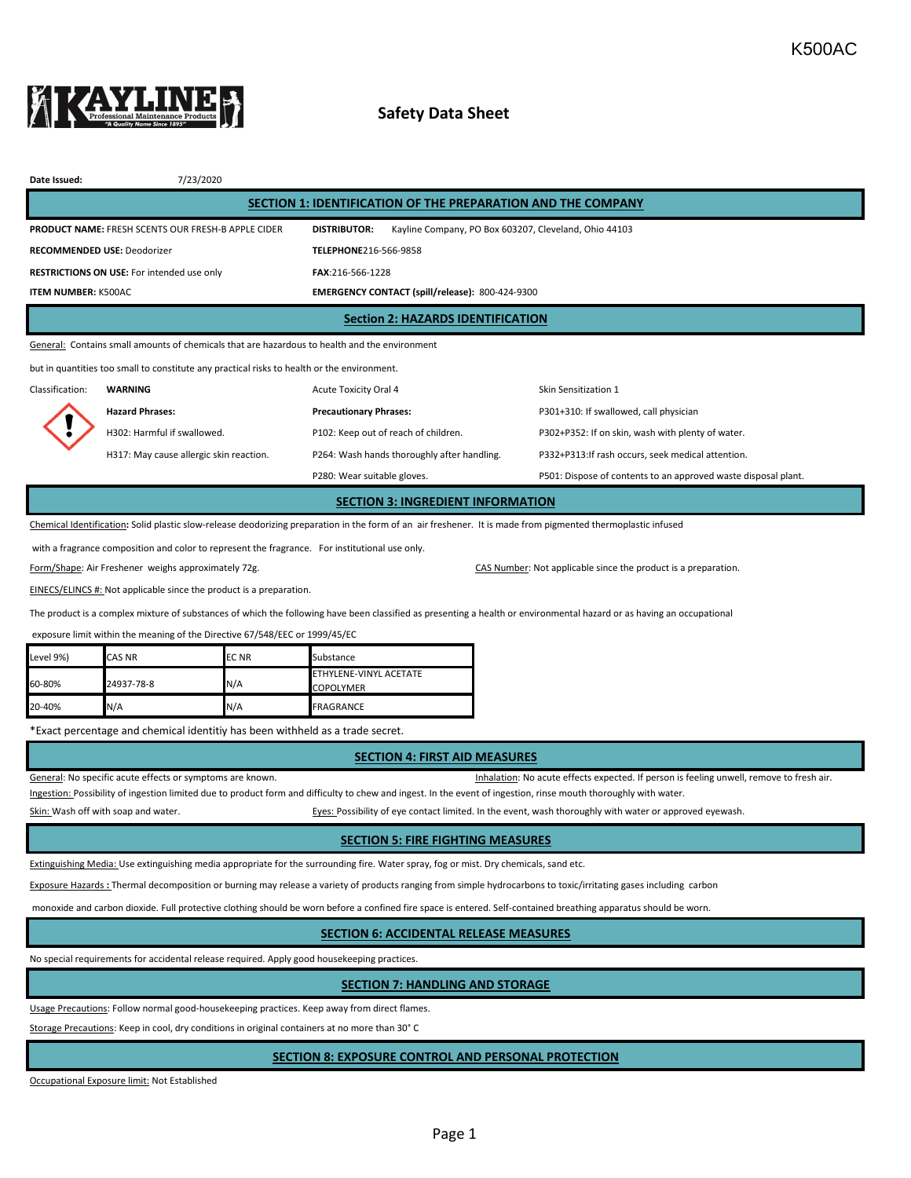K500AC

**KAYLINE** Professional Maintenance Products "A Quality Name Since 1895"

# Safety Data Sheet

**Date Issued:** 7/23/2020

## SECTION 1: IDENTIFICATION OF THE PREPARATION AND THE COMPANY

**PRODUCT NAME:** FRESH SCENTS OUR FRESH-B APPLE CIDER

**RECOMMENDED USE:** Deodorizer

**RESTRICTIONS ON USE:** For intended use only

**ITEM NUMBER:** K500AC

**DISTRIBUTOR:** Kayline Company, PO Box 603207, Cleveland, Ohio 44103

**TELEPHONE**216-566-9858

**FAX**:216-566-1228

**EMERGENCY CONTACT (spill/release):** 800-424-9300

## Section 2: HAZARDS IDENTIFICATION

General: Contains small amounts of chemicals that are hazardous to health and the environment

but in quantities too small to constitute any practical risks to health or the environment.

Classification: **WARNING** — Acute Toxicity Oral 4 — Skin Sensitization 1

**Hazard Phrases:**

- H302: Harmful if swallowed.
- H317: May cause allergic skin reaction.

**Precautionary Phrases:**

- P102: Keep out of reach of children.
- P264: Wash hands thoroughly after handling.
- P280: Wear suitable gloves.
- P301+310: If swallowed, call physician
- P302+P352: If on skin, wash with plenty of water.
- P332+P313:If rash occurs, seek medical attention.
- P501: Dispose of contents to an approved waste disposal plant.

## SECTION 3: INGREDIENT INFORMATION

Chemical Identification**:** Solid plastic slow-release deodorizing preparation in the form of an air freshener. It is made from pigmented thermoplastic infused with a fragrance composition and color to represent the fragrance. For institutional use only.

Form/Shape: Air Freshener weighs approximately 72g.

CAS Number: Not applicable since the product is a preparation.

EINECS/ELINCS #: Not applicable since the product is a preparation.

The product is a complex mixture of substances of which the following have been classified as presenting a health or environmental hazard or as having an occupational exposure limit within the meaning of the Directive 67/548/EEC or 1999/45/EC

| Level 9%) | CAS NR | EC NR | Substance |
|---|---|---|---|
| 60-80% | 24937-78-8 | N/A | ETHYLENE-VINYL ACETATE COPOLYMER |
| 20-40% | N/A | N/A | FRAGRANCE |

*Exact percentage and chemical identitiy has been withheld as a trade secret.

## SECTION 4: FIRST AID MEASURES

General: No specific acute effects or symptoms are known.

Inhalation: No acute effects expected. If person is feeling unwell, remove to fresh air.

Ingestion: Possibility of ingestion limited due to product form and difficulty to chew and ingest. In the event of ingestion, rinse mouth thoroughly with water.

Skin: Wash off with soap and water.

Eyes: Possibility of eye contact limited. In the event, wash thoroughly with water or approved eyewash.

## SECTION 5: FIRE FIGHTING MEASURES

Extinguishing Media: Use extinguishing media appropriate for the surrounding fire. Water spray, fog or mist. Dry chemicals, sand etc.

Exposure Hazards **:** Thermal decomposition or burning may release a variety of products ranging from simple hydrocarbons to toxic/irritating gases including carbon monoxide and carbon dioxide. Full protective clothing should be worn before a confined fire space is entered. Self-contained breathing apparatus should be worn.

## SECTION 6: ACCIDENTAL RELEASE MEASURES

No special requirements for accidental release required. Apply good housekeeping practices.

## SECTION 7: HANDLING AND STORAGE

Usage Precautions: Follow normal good-housekeeping practices. Keep away from direct flames.

Storage Precautions: Keep in cool, dry conditions in original containers at no more than 30° C

## SECTION 8: EXPOSURE CONTROL AND PERSONAL PROTECTION

Occupational Exposure limit: Not Established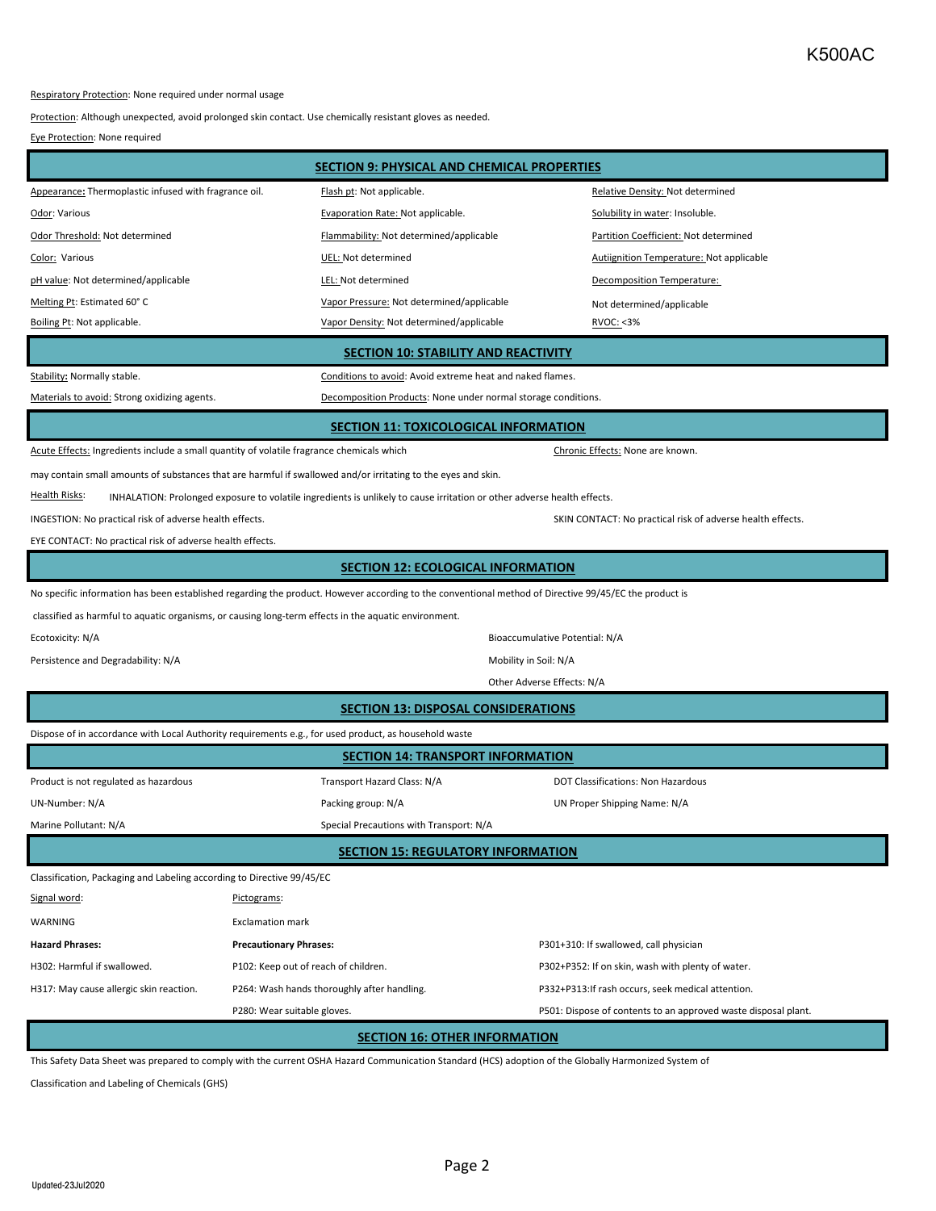Respiratory Protection: None required under normal usage

Protection: Although unexpected, avoid prolonged skin contact. Use chemically resistant gloves as needed.

Eye Protection: None required

## SECTION 9: PHYSICAL AND CHEMICAL PROPERTIES

| | | |
|---|---|---|
| Appearance: Thermoplastic infused with fragrance oil. | Flash pt: Not applicable. | Relative Density: Not determined |
| Odor: Various | Evaporation Rate: Not applicable. | Solubility in water: Insoluble. |
| Odor Threshold: Not determined | Flammability: Not determined/applicable | Partition Coefficient: Not determined |
| Color: Various | UEL: Not determined | Autiignition Temperature: Not applicable |
| pH value: Not determined/applicable | LEL: Not determined | Decomposition Temperature: Not determined/applicable |
| Melting Pt: Estimated 60° C | Vapor Pressure: Not determined/applicable | |
| Boiling Pt: Not applicable. | Vapor Density: Not determined/applicable | RVOC: <3% |

## SECTION 10: STABILITY AND REACTIVITY

| | |
|---|---|
| Stability: Normally stable. | Conditions to avoid: Avoid extreme heat and naked flames. |
| Materials to avoid: Strong oxidizing agents. | Decomposition Products: None under normal storage conditions. |

## SECTION 11: TOXICOLOGICAL INFORMATION

Acute Effects: Ingredients include a small quantity of volatile fragrance chemicals which may contain small amounts of substances that are harmful if swallowed and/or irritating to the eyes and skin.

Chronic Effects: None are known.

Health Risks: INHALATION: Prolonged exposure to volatile ingredients is unlikely to cause irritation or other adverse health effects.

INGESTION: No practical risk of adverse health effects.

SKIN CONTACT: No practical risk of adverse health effects.

EYE CONTACT: No practical risk of adverse health effects.

## SECTION 12: ECOLOGICAL INFORMATION

No specific information has been established regarding the product. However according to the conventional method of Directive 99/45/EC the product is classified as harmful to aquatic organisms, or causing long-term effects in the aquatic environment.

| | |
|---|---|
| Ecotoxicity: N/A | Bioaccumulative Potential: N/A |
| Persistence and Degradability: N/A | Mobility in Soil: N/A |
| | Other Adverse Effects: N/A |

## SECTION 13: DISPOSAL CONSIDERATIONS

Dispose of in accordance with Local Authority requirements e.g., for used product, as household waste

## SECTION 14: TRANSPORT INFORMATION

| | | |
|---|---|---|
| Product is not regulated as hazardous | Transport Hazard Class: N/A | DOT Classifications: Non Hazardous |
| UN-Number: N/A | Packing group: N/A | UN Proper Shipping Name: N/A |
| Marine Pollutant: N/A | Special Precautions with Transport: N/A | |

## SECTION 15: REGULATORY INFORMATION

Classification, Packaging and Labeling according to Directive 99/45/EC

| | | |
|---|---|---|
| Signal word: | Pictograms: | |
| WARNING | Exclamation mark | |
| **Hazard Phrases:** | **Precautionary Phrases:** | P301+310: If swallowed, call physician |
| H302: Harmful if swallowed. | P102: Keep out of reach of children. | P302+P352: If on skin, wash with plenty of water. |
| H317: May cause allergic skin reaction. | P264: Wash hands thoroughly after handling. | P332+P313:If rash occurs, seek medical attention. |
| | P280: Wear suitable gloves. | P501: Dispose of contents to an approved waste disposal plant. |

## SECTION 16: OTHER INFORMATION

This Safety Data Sheet was prepared to comply with the current OSHA Hazard Communication Standard (HCS) adoption of the Globally Harmonized System of Classification and Labeling of Chemicals (GHS)

Updated-23Jul2020